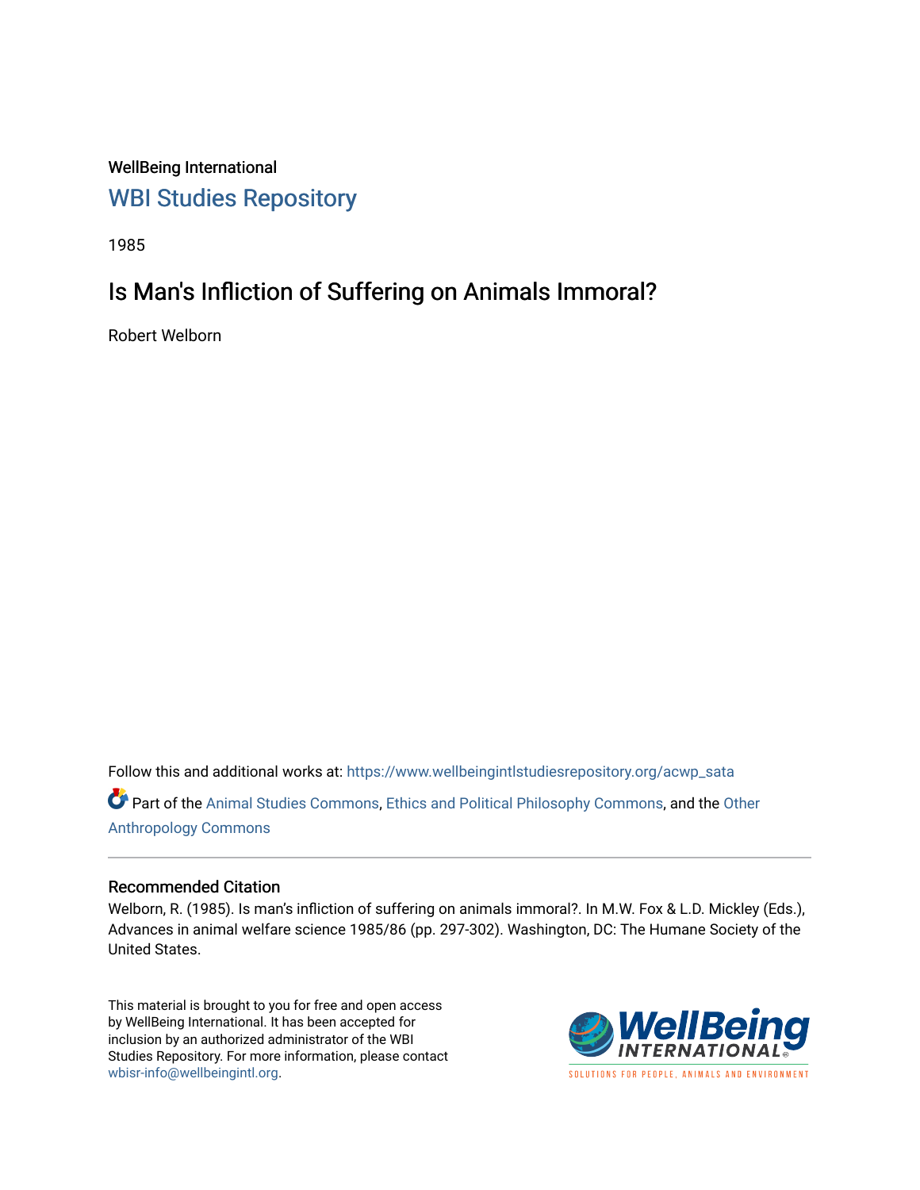WellBeing International

WBI Studies Repository

1985

# Is Man's Infliction of Suffering on Animals Immoral?

Robert Welborn

Follow this and additional works at: https://www.wellbeingintlstudiesrepository.org/acwp_sata

Part of the Animal Studies Commons, Ethics and Political Philosophy Commons, and the Other Anthropology Commons

## Recommended Citation

Welborn, R. (1985). Is man's infliction of suffering on animals immoral?. In M.W. Fox & L.D. Mickley (Eds.), Advances in animal welfare science 1985/86 (pp. 297-302). Washington, DC: The Humane Society of the United States.

This material is brought to you for free and open access by WellBeing International. It has been accepted for inclusion by an authorized administrator of the WBI Studies Repository. For more information, please contact wbisr-info@wellbeingintl.org.

WellBeing INTERNATIONAL

SOLUTIONS FOR PEOPLE, ANIMALS AND ENVIRONMENT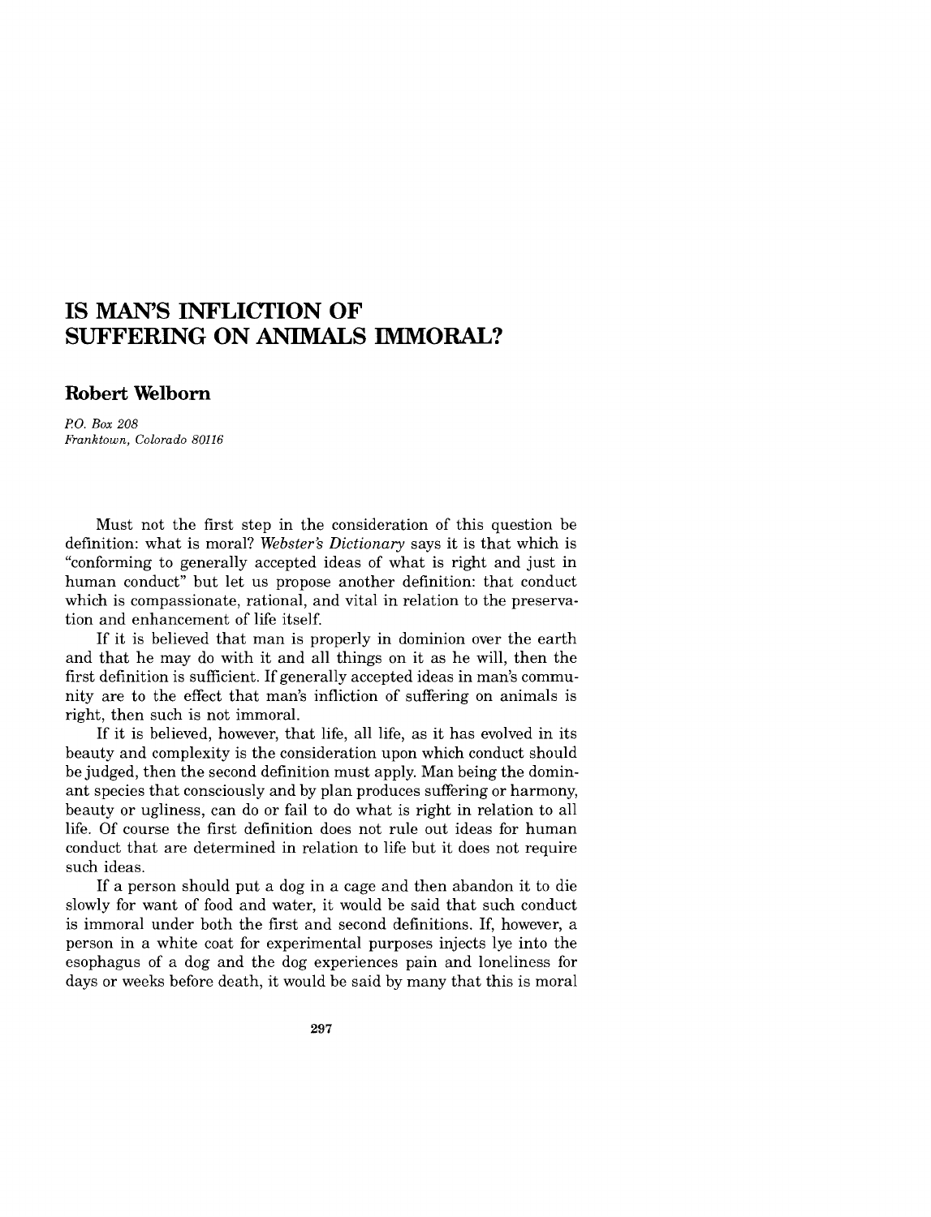# IS MAN'S INFLICTION OF SUFFERING ON ANIMALS IMMORAL?

## Robert Welborn

*P.O. Box 208*
*Franktown, Colorado 80116*

Must not the first step in the consideration of this question be definition: what is moral? *Webster's Dictionary* says it is that which is "conforming to generally accepted ideas of what is right and just in human conduct" but let us propose another definition: that conduct which is compassionate, rational, and vital in relation to the preservation and enhancement of life itself.

If it is believed that man is properly in dominion over the earth and that he may do with it and all things on it as he will, then the first definition is sufficient. If generally accepted ideas in man's community are to the effect that man's infliction of suffering on animals is right, then such is not immoral.

If it is believed, however, that life, all life, as it has evolved in its beauty and complexity is the consideration upon which conduct should be judged, then the second definition must apply. Man being the dominant species that consciously and by plan produces suffering or harmony, beauty or ugliness, can do or fail to do what is right in relation to all life. Of course the first definition does not rule out ideas for human conduct that are determined in relation to life but it does not require such ideas.

If a person should put a dog in a cage and then abandon it to die slowly for want of food and water, it would be said that such conduct is immoral under both the first and second definitions. If, however, a person in a white coat for experimental purposes injects lye into the esophagus of a dog and the dog experiences pain and loneliness for days or weeks before death, it would be said by many that this is moral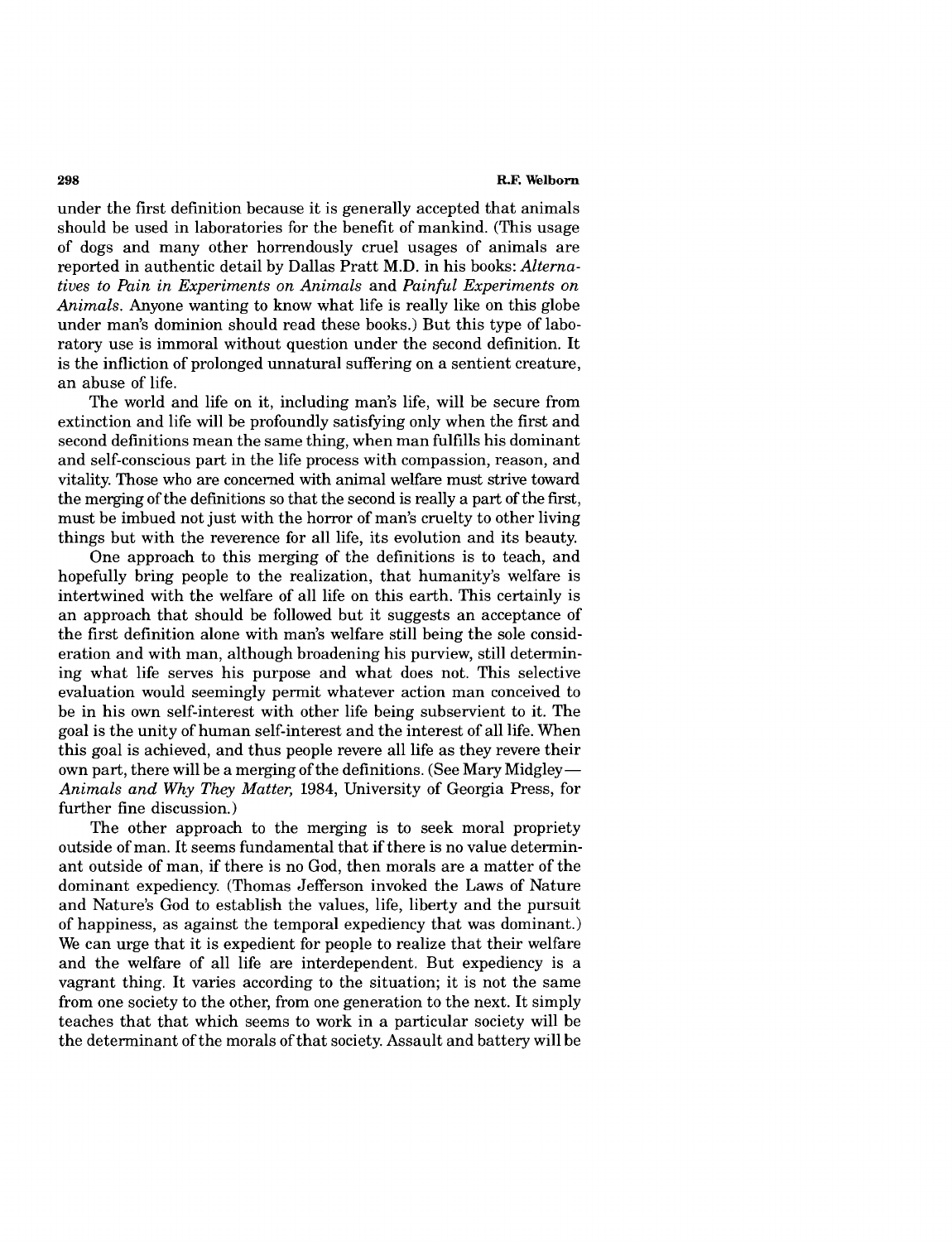under the first definition because it is generally accepted that animals should be used in laboratories for the benefit of mankind. (This usage of dogs and many other horrendously cruel usages of animals are reported in authentic detail by Dallas Pratt M.D. in his books: *Alternatives to Pain in Experiments on Animals* and *Painful Experiments on Animals*. Anyone wanting to know what life is really like on this globe under man's dominion should read these books.) But this type of laboratory use is immoral without question under the second definition. It is the infliction of prolonged unnatural suffering on a sentient creature, an abuse of life.

The world and life on it, including man's life, will be secure from extinction and life will be profoundly satisfying only when the first and second definitions mean the same thing, when man fulfills his dominant and self-conscious part in the life process with compassion, reason, and vitality. Those who are concerned with animal welfare must strive toward the merging of the definitions so that the second is really a part of the first, must be imbued not just with the horror of man's cruelty to other living things but with the reverence for all life, its evolution and its beauty.

One approach to this merging of the definitions is to teach, and hopefully bring people to the realization, that humanity's welfare is intertwined with the welfare of all life on this earth. This certainly is an approach that should be followed but it suggests an acceptance of the first definition alone with man's welfare still being the sole consideration and with man, although broadening his purview, still determining what life serves his purpose and what does not. This selective evaluation would seemingly permit whatever action man conceived to be in his own self-interest with other life being subservient to it. The goal is the unity of human self-interest and the interest of all life. When this goal is achieved, and thus people revere all life as they revere their own part, there will be a merging of the definitions. (See Mary Midgley—*Animals and Why They Matter,* 1984, University of Georgia Press, for further fine discussion.)

The other approach to the merging is to seek moral propriety outside of man. It seems fundamental that if there is no value determinant outside of man, if there is no God, then morals are a matter of the dominant expediency. (Thomas Jefferson invoked the Laws of Nature and Nature's God to establish the values, life, liberty and the pursuit of happiness, as against the temporal expediency that was dominant.) We can urge that it is expedient for people to realize that their welfare and the welfare of all life are interdependent. But expediency is a vagrant thing. It varies according to the situation; it is not the same from one society to the other, from one generation to the next. It simply teaches that that which seems to work in a particular society will be the determinant of the morals of that society. Assault and battery will be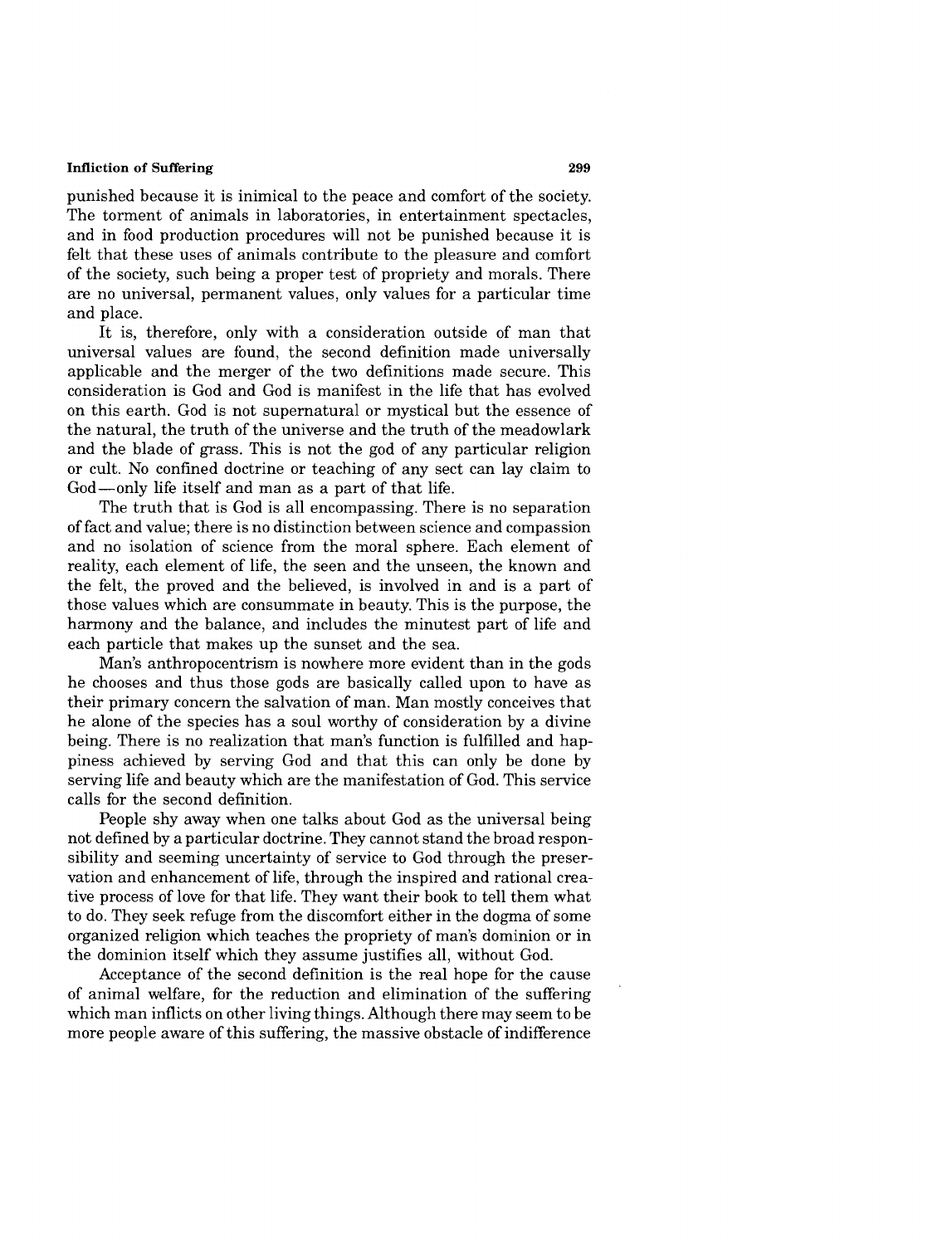punished because it is inimical to the peace and comfort of the society. The torment of animals in laboratories, in entertainment spectacles, and in food production procedures will not be punished because it is felt that these uses of animals contribute to the pleasure and comfort of the society, such being a proper test of propriety and morals. There are no universal, permanent values, only values for a particular time and place.

It is, therefore, only with a consideration outside of man that universal values are found, the second definition made universally applicable and the merger of the two definitions made secure. This consideration is God and God is manifest in the life that has evolved on this earth. God is not supernatural or mystical but the essence of the natural, the truth of the universe and the truth of the meadowlark and the blade of grass. This is not the god of any particular religion or cult. No confined doctrine or teaching of any sect can lay claim to God—only life itself and man as a part of that life.

The truth that is God is all encompassing. There is no separation of fact and value; there is no distinction between science and compassion and no isolation of science from the moral sphere. Each element of reality, each element of life, the seen and the unseen, the known and the felt, the proved and the believed, is involved in and is a part of those values which are consummate in beauty. This is the purpose, the harmony and the balance, and includes the minutest part of life and each particle that makes up the sunset and the sea.

Man's anthropocentrism is nowhere more evident than in the gods he chooses and thus those gods are basically called upon to have as their primary concern the salvation of man. Man mostly conceives that he alone of the species has a soul worthy of consideration by a divine being. There is no realization that man's function is fulfilled and happiness achieved by serving God and that this can only be done by serving life and beauty which are the manifestation of God. This service calls for the second definition.

People shy away when one talks about God as the universal being not defined by a particular doctrine. They cannot stand the broad responsibility and seeming uncertainty of service to God through the preservation and enhancement of life, through the inspired and rational creative process of love for that life. They want their book to tell them what to do. They seek refuge from the discomfort either in the dogma of some organized religion which teaches the propriety of man's dominion or in the dominion itself which they assume justifies all, without God.

Acceptance of the second definition is the real hope for the cause of animal welfare, for the reduction and elimination of the suffering which man inflicts on other living things. Although there may seem to be more people aware of this suffering, the massive obstacle of indifference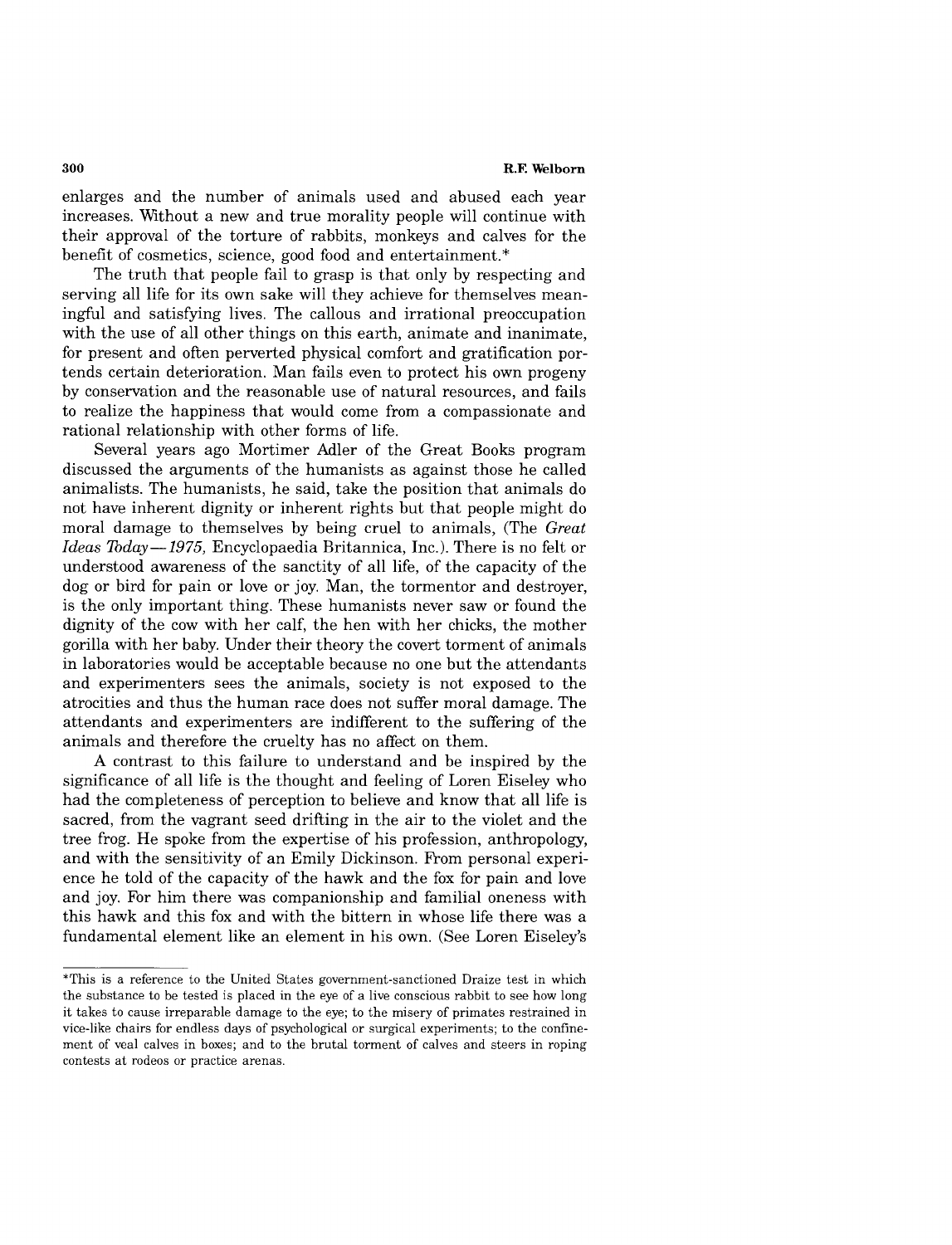enlarges and the number of animals used and abused each year increases. Without a new and true morality people will continue with their approval of the torture of rabbits, monkeys and calves for the benefit of cosmetics, science, good food and entertainment.*

The truth that people fail to grasp is that only by respecting and serving all life for its own sake will they achieve for themselves meaningful and satisfying lives. The callous and irrational preoccupation with the use of all other things on this earth, animate and inanimate, for present and often perverted physical comfort and gratification portends certain deterioration. Man fails even to protect his own progeny by conservation and the reasonable use of natural resources, and fails to realize the happiness that would come from a compassionate and rational relationship with other forms of life.

Several years ago Mortimer Adler of the Great Books program discussed the arguments of the humanists as against those he called animalists. The humanists, he said, take the position that animals do not have inherent dignity or inherent rights but that people might do moral damage to themselves by being cruel to animals, (The *Great Ideas Today—1975,* Encyclopaedia Britannica, Inc.). There is no felt or understood awareness of the sanctity of all life, of the capacity of the dog or bird for pain or love or joy. Man, the tormentor and destroyer, is the only important thing. These humanists never saw or found the dignity of the cow with her calf, the hen with her chicks, the mother gorilla with her baby. Under their theory the covert torment of animals in laboratories would be acceptable because no one but the attendants and experimenters sees the animals, society is not exposed to the atrocities and thus the human race does not suffer moral damage. The attendants and experimenters are indifferent to the suffering of the animals and therefore the cruelty has no affect on them.

A contrast to this failure to understand and be inspired by the significance of all life is the thought and feeling of Loren Eiseley who had the completeness of perception to believe and know that all life is sacred, from the vagrant seed drifting in the air to the violet and the tree frog. He spoke from the expertise of his profession, anthropology, and with the sensitivity of an Emily Dickinson. From personal experience he told of the capacity of the hawk and the fox for pain and love and joy. For him there was companionship and familial oneness with this hawk and this fox and with the bittern in whose life there was a fundamental element like an element in his own. (See Loren Eiseley's

---

*This is a reference to the United States government-sanctioned Draize test in which the substance to be tested is placed in the eye of a live conscious rabbit to see how long it takes to cause irreparable damage to the eye; to the misery of primates restrained in vice-like chairs for endless days of psychological or surgical experiments; to the confinement of veal calves in boxes; and to the brutal torment of calves and steers in roping contests at rodeos or practice arenas.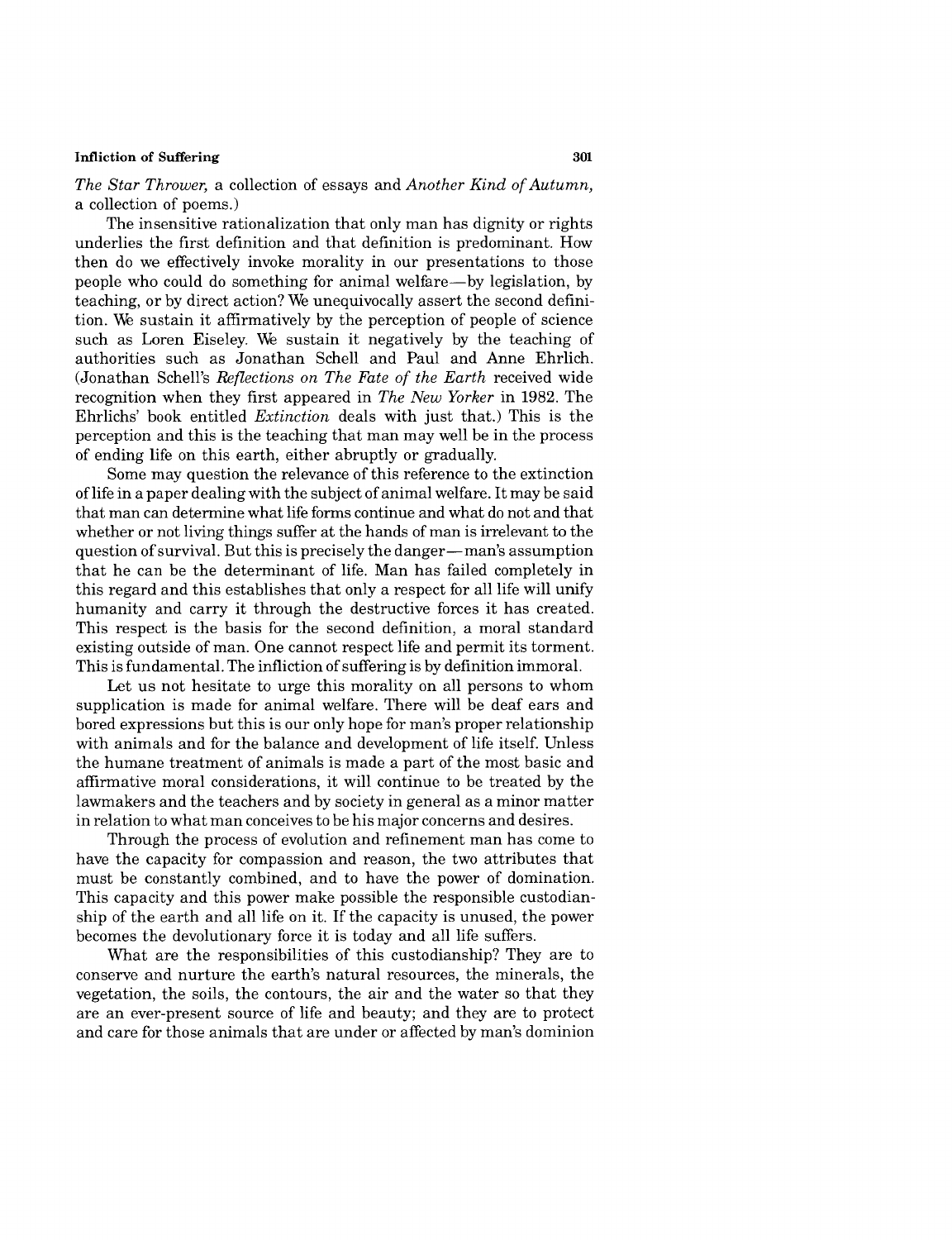*The Star Thrower,* a collection of essays and *Another Kind of Autumn,* a collection of poems.)

The insensitive rationalization that only man has dignity or rights underlies the first definition and that definition is predominant. How then do we effectively invoke morality in our presentations to those people who could do something for animal welfare—by legislation, by teaching, or by direct action? We unequivocally assert the second definition. We sustain it affirmatively by the perception of people of science such as Loren Eiseley. We sustain it negatively by the teaching of authorities such as Jonathan Schell and Paul and Anne Ehrlich. (Jonathan Schell's *Reflections on The Fate of the Earth* received wide recognition when they first appeared in *The New Yorker* in 1982. The Ehrlichs' book entitled *Extinction* deals with just that.) This is the perception and this is the teaching that man may well be in the process of ending life on this earth, either abruptly or gradually.

Some may question the relevance of this reference to the extinction of life in a paper dealing with the subject of animal welfare. It may be said that man can determine what life forms continue and what do not and that whether or not living things suffer at the hands of man is irrelevant to the question of survival. But this is precisely the danger—man's assumption that he can be the determinant of life. Man has failed completely in this regard and this establishes that only a respect for all life will unify humanity and carry it through the destructive forces it has created. This respect is the basis for the second definition, a moral standard existing outside of man. One cannot respect life and permit its torment. This is fundamental. The infliction of suffering is by definition immoral.

Let us not hesitate to urge this morality on all persons to whom supplication is made for animal welfare. There will be deaf ears and bored expressions but this is our only hope for man's proper relationship with animals and for the balance and development of life itself. Unless the humane treatment of animals is made a part of the most basic and affirmative moral considerations, it will continue to be treated by the lawmakers and the teachers and by society in general as a minor matter in relation to what man conceives to be his major concerns and desires.

Through the process of evolution and refinement man has come to have the capacity for compassion and reason, the two attributes that must be constantly combined, and to have the power of domination. This capacity and this power make possible the responsible custodianship of the earth and all life on it. If the capacity is unused, the power becomes the devolutionary force it is today and all life suffers.

What are the responsibilities of this custodianship? They are to conserve and nurture the earth's natural resources, the minerals, the vegetation, the soils, the contours, the air and the water so that they are an ever-present source of life and beauty; and they are to protect and care for those animals that are under or affected by man's dominion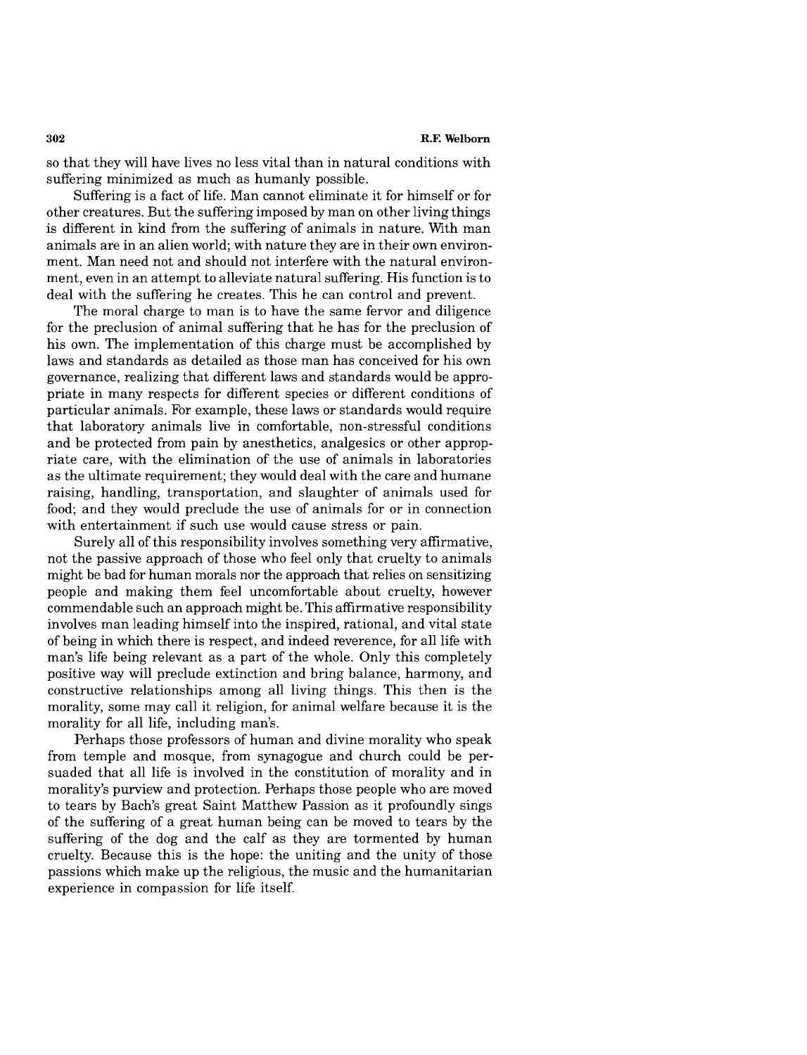so that they will have lives no less vital than in natural conditions with suffering minimized as much as humanly possible.

Suffering is a fact of life. Man cannot eliminate it for himself or for other creatures. But the suffering imposed by man on other living things is different in kind from the suffering of animals in nature. With man animals are in an alien world; with nature they are in their own environment. Man need not and should not interfere with the natural environment, even in an attempt to alleviate natural suffering. His function is to deal with the suffering he creates. This he can control and prevent.

The moral charge to man is to have the same fervor and diligence for the preclusion of animal suffering that he has for the preclusion of his own. The implementation of this charge must be accomplished by laws and standards as detailed as those man has conceived for his own governance, realizing that different laws and standards would be appropriate in many respects for different species or different conditions of particular animals. For example, these laws or standards would require that laboratory animals live in comfortable, non-stressful conditions and be protected from pain by anesthetics, analgesics or other appropriate care, with the elimination of the use of animals in laboratories as the ultimate requirement; they would deal with the care and humane raising, handling, transportation, and slaughter of animals used for food; and they would preclude the use of animals for or in connection with entertainment if such use would cause stress or pain.

Surely all of this responsibility involves something very affirmative, not the passive approach of those who feel only that cruelty to animals might be bad for human morals nor the approach that relies on sensitizing people and making them feel uncomfortable about cruelty, however commendable such an approach might be. This affirmative responsibility involves man leading himself into the inspired, rational, and vital state of being in which there is respect, and indeed reverence, for all life with man's life being relevant as a part of the whole. Only this completely positive way will preclude extinction and bring balance, harmony, and constructive relationships among all living things. This then is the morality, some may call it religion, for animal welfare because it is the morality for all life, including man's.

Perhaps those professors of human and divine morality who speak from temple and mosque, from synagogue and church could be persuaded that all life is involved in the constitution of morality and in morality's purview and protection. Perhaps those people who are moved to tears by Bach's great Saint Matthew Passion as it profoundly sings of the suffering of a great human being can be moved to tears by the suffering of the dog and the calf as they are tormented by human cruelty. Because this is the hope: the uniting and the unity of those passions which make up the religious, the music and the humanitarian experience in compassion for life itself.